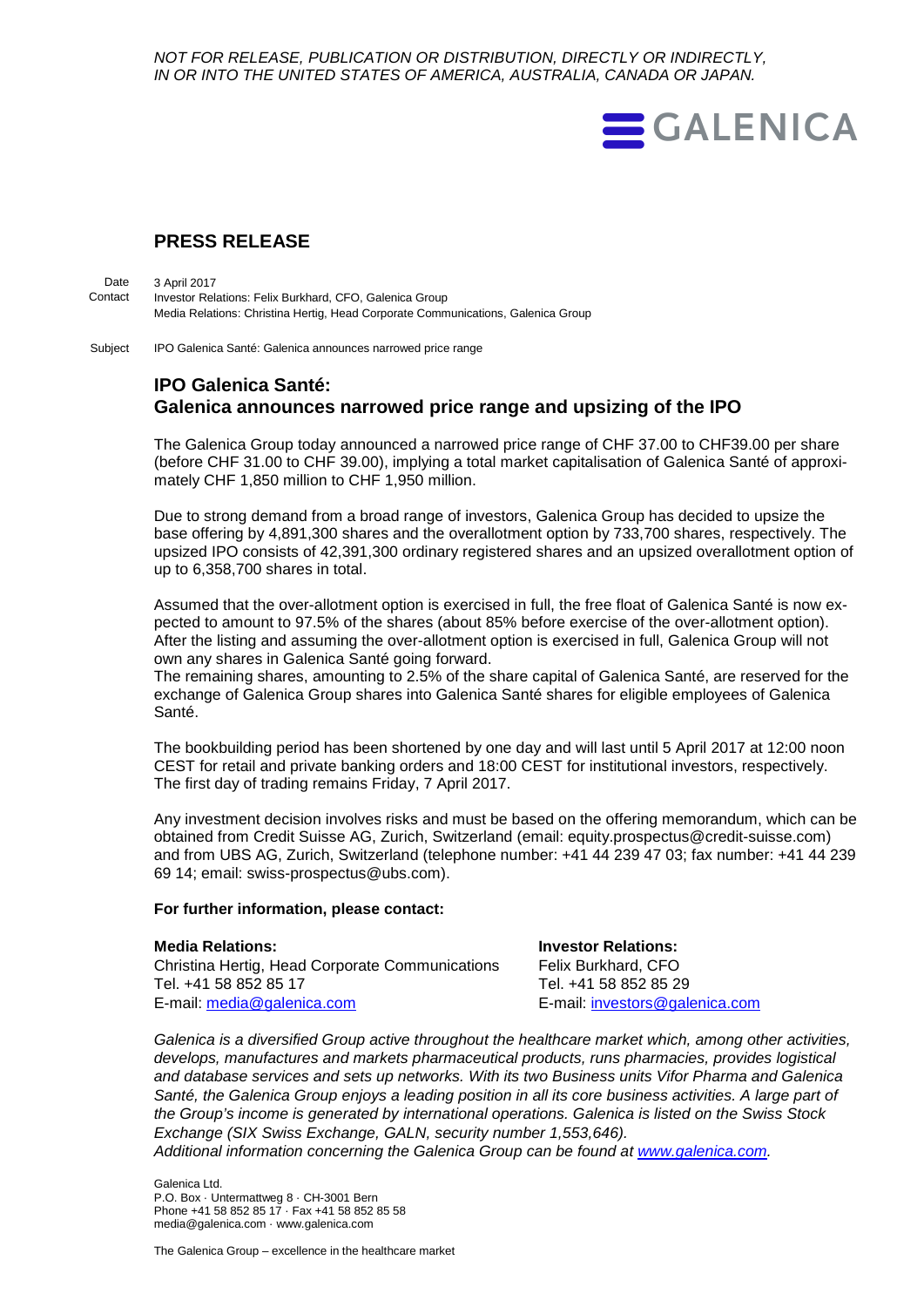*NOT FOR RELEASE, PUBLICATION OR DISTRIBUTION, DIRECTLY OR INDIRECTLY, IN OR INTO THE UNITED STATES OF AMERICA, AUSTRALIA, CANADA OR JAPAN.*

GALENICA

## PRESS RELEASE

Date: 3 April 2017
Contact: Investor Relations: Felix Burkhard, CFO, Galenica Group
Media Relations: Christina Hertig, Head Corporate Communications, Galenica Group

Subject: IPO Galenica Santé: Galenica announces narrowed price range

# IPO Galenica Santé: Galenica announces narrowed price range and upsizing of the IPO

The Galenica Group today announced a narrowed price range of CHF 37.00 to CHF39.00 per share (before CHF 31.00 to CHF 39.00), implying a total market capitalisation of Galenica Santé of approximately CHF 1,850 million to CHF 1,950 million.

Due to strong demand from a broad range of investors, Galenica Group has decided to upsize the base offering by 4,891,300 shares and the overallotment option by 733,700 shares, respectively. The upsized IPO consists of 42,391,300 ordinary registered shares and an upsized overallotment option of up to 6,358,700 shares in total.

Assumed that the over-allotment option is exercised in full, the free float of Galenica Santé is now expected to amount to 97.5% of the shares (about 85% before exercise of the over-allotment option). After the listing and assuming the over-allotment option is exercised in full, Galenica Group will not own any shares in Galenica Santé going forward.
The remaining shares, amounting to 2.5% of the share capital of Galenica Santé, are reserved for the exchange of Galenica Group shares into Galenica Santé shares for eligible employees of Galenica Santé.

The bookbuilding period has been shortened by one day and will last until 5 April 2017 at 12:00 noon CEST for retail and private banking orders and 18:00 CEST for institutional investors, respectively. The first day of trading remains Friday, 7 April 2017.

Any investment decision involves risks and must be based on the offering memorandum, which can be obtained from Credit Suisse AG, Zurich, Switzerland (email: equity.prospectus@credit-suisse.com) and from UBS AG, Zurich, Switzerland (telephone number: +41 44 239 47 03; fax number: +41 44 239 69 14; email: swiss-prospectus@ubs.com).

**For further information, please contact:**

**Media Relations:**
Christina Hertig, Head Corporate Communications
Tel. +41 58 852 85 17
E-mail: media@galenica.com

**Investor Relations:**
Felix Burkhard, CFO
Tel. +41 58 852 85 29
E-mail: investors@galenica.com

*Galenica is a diversified Group active throughout the healthcare market which, among other activities, develops, manufactures and markets pharmaceutical products, runs pharmacies, provides logistical and database services and sets up networks. With its two Business units Vifor Pharma and Galenica Santé, the Galenica Group enjoys a leading position in all its core business activities. A large part of the Group's income is generated by international operations. Galenica is listed on the Swiss Stock Exchange (SIX Swiss Exchange, GALN, security number 1,553,646).*
*Additional information concerning the Galenica Group can be found at www.galenica.com.*

Galenica Ltd.
P.O. Box · Untermattweg 8 · CH-3001 Bern
Phone +41 58 852 85 17 · Fax +41 58 852 85 58
media@galenica.com · www.galenica.com

The Galenica Group – excellence in the healthcare market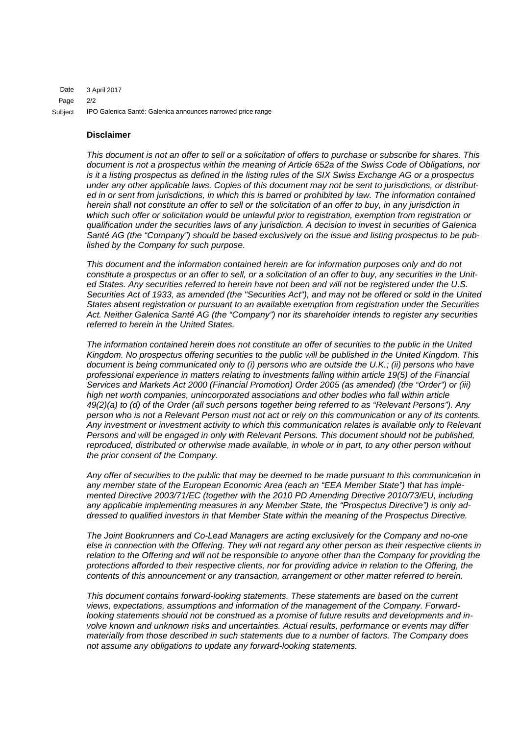Date 3 April 2017

Subject IPO Galenica Santé: Galenica announces narrowed price range

**Disclaimer**

*This document is not an offer to sell or a solicitation of offers to purchase or subscribe for shares. This document is not a prospectus within the meaning of Article 652a of the Swiss Code of Obligations, nor is it a listing prospectus as defined in the listing rules of the SIX Swiss Exchange AG or a prospectus under any other applicable laws. Copies of this document may not be sent to jurisdictions, or distributed in or sent from jurisdictions, in which this is barred or prohibited by law. The information contained herein shall not constitute an offer to sell or the solicitation of an offer to buy, in any jurisdiction in which such offer or solicitation would be unlawful prior to registration, exemption from registration or qualification under the securities laws of any jurisdiction. A decision to invest in securities of Galenica Santé AG (the "Company") should be based exclusively on the issue and listing prospectus to be published by the Company for such purpose.*

*This document and the information contained herein are for information purposes only and do not constitute a prospectus or an offer to sell, or a solicitation of an offer to buy, any securities in the United States. Any securities referred to herein have not been and will not be registered under the U.S. Securities Act of 1933, as amended (the "Securities Act"), and may not be offered or sold in the United States absent registration or pursuant to an available exemption from registration under the Securities Act. Neither Galenica Santé AG (the "Company") nor its shareholder intends to register any securities referred to herein in the United States.*

*The information contained herein does not constitute an offer of securities to the public in the United Kingdom. No prospectus offering securities to the public will be published in the United Kingdom. This document is being communicated only to (i) persons who are outside the U.K.; (ii) persons who have professional experience in matters relating to investments falling within article 19(5) of the Financial Services and Markets Act 2000 (Financial Promotion) Order 2005 (as amended) (the "Order") or (iii) high net worth companies, unincorporated associations and other bodies who fall within article 49(2)(a) to (d) of the Order (all such persons together being referred to as "Relevant Persons"). Any person who is not a Relevant Person must not act or rely on this communication or any of its contents. Any investment or investment activity to which this communication relates is available only to Relevant Persons and will be engaged in only with Relevant Persons. This document should not be published, reproduced, distributed or otherwise made available, in whole or in part, to any other person without the prior consent of the Company.*

*Any offer of securities to the public that may be deemed to be made pursuant to this communication in any member state of the European Economic Area (each an "EEA Member State") that has implemented Directive 2003/71/EC (together with the 2010 PD Amending Directive 2010/73/EU, including any applicable implementing measures in any Member State, the "Prospectus Directive") is only addressed to qualified investors in that Member State within the meaning of the Prospectus Directive.*

*The Joint Bookrunners and Co-Lead Managers are acting exclusively for the Company and no-one else in connection with the Offering. They will not regard any other person as their respective clients in relation to the Offering and will not be responsible to anyone other than the Company for providing the protections afforded to their respective clients, nor for providing advice in relation to the Offering, the contents of this announcement or any transaction, arrangement or other matter referred to herein.*

*This document contains forward-looking statements. These statements are based on the current views, expectations, assumptions and information of the management of the Company. Forward-looking statements should not be construed as a promise of future results and developments and involve known and unknown risks and uncertainties. Actual results, performance or events may differ materially from those described in such statements due to a number of factors. The Company does not assume any obligations to update any forward-looking statements.*